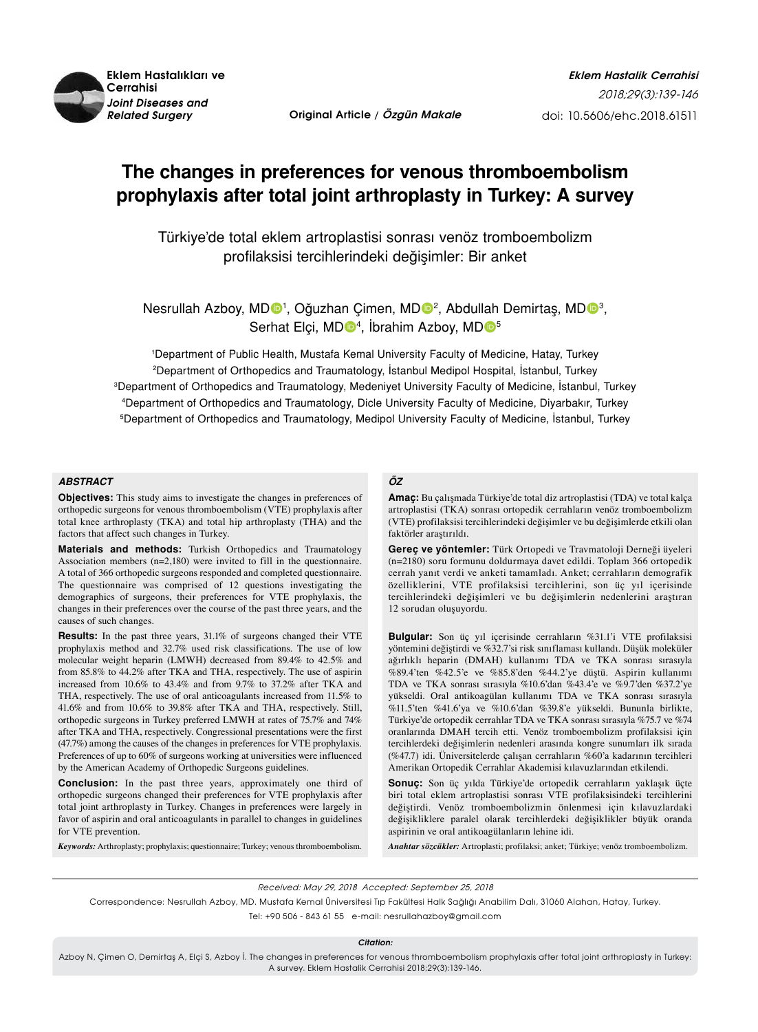Original Article / *Özgün Makale*

doi: 10.5606/ehc.2018.61511

# The changes in preferences for venous thromboembolism prophylaxis after total joint arthroplasty in Turkey: A survey

## Türkiye'de total eklem artroplastisi sonrası venöz tromboembolizm profilaksisi tercihlerindeki değişimler: Bir anket

Nesrullah Azboy, MD[1], Oğuzhan Çimen, MD[2], Abdullah Demirtaş, MD[3], Serhat Elçi, MD[4], İbrahim Azboy, MD[5]

[1]Department of Public Health, Mustafa Kemal University Faculty of Medicine, Hatay, Turkey
[2]Department of Orthopedics and Traumatology, İstanbul Medipol Hospital, İstanbul, Turkey
[3]Department of Orthopedics and Traumatology, Medeniyet University Faculty of Medicine, İstanbul, Turkey
[4]Department of Orthopedics and Traumatology, Dicle University Faculty of Medicine, Diyarbakır, Turkey
[5]Department of Orthopedics and Traumatology, Medipol University Faculty of Medicine, İstanbul, Turkey

### ABSTRACT

**Objectives:** This study aims to investigate the changes in preferences of orthopedic surgeons for venous thromboembolism (VTE) prophylaxis after total knee arthroplasty (TKA) and total hip arthroplasty (THA) and the factors that affect such changes in Turkey.

**Materials and methods:** Turkish Orthopedics and Traumatology Association members (n=2,180) were invited to fill in the questionnaire. A total of 366 orthopedic surgeons responded and completed questionnaire. The questionnaire was comprised of 12 questions investigating the demographics of surgeons, their preferences for VTE prophylaxis, the changes in their preferences over the course of the past three years, and the causes of such changes.

**Results:** In the past three years, 31.1% of surgeons changed their VTE prophylaxis method and 32.7% used risk classifications. The use of low molecular weight heparin (LMWH) decreased from 89.4% to 42.5% and from 85.8% to 44.2% after TKA and THA, respectively. The use of aspirin increased from 10.6% to 43.4% and from 9.7% to 37.2% after TKA and THA, respectively. The use of oral anticoagulants increased from 11.5% to 41.6% and from 10.6% to 39.8% after TKA and THA, respectively. Still, orthopedic surgeons in Turkey preferred LMWH at rates of 75.7% and 74% after TKA and THA, respectively. Congressional presentations were the first (47.7%) among the causes of the changes in preferences for VTE prophylaxis. Preferences of up to 60% of surgeons working at universities were influenced by the American Academy of Orthopedic Surgeons guidelines.

**Conclusion:** In the past three years, approximately one third of orthopedic surgeons changed their preferences for VTE prophylaxis after total joint arthroplasty in Turkey. Changes in preferences were largely in favor of aspirin and oral anticoagulants in parallel to changes in guidelines for VTE prevention.

***Keywords:*** Arthroplasty; prophylaxis; questionnaire; Turkey; venous thromboembolism.

### ÖZ

**Amaç:** Bu çalışmada Türkiye'de total diz artroplastisi (TDA) ve total kalça artroplastisi (TKA) sonrası ortopedik cerrahların venöz tromboembolizm (VTE) profilaksisi tercihlerindeki değişimler ve bu değişimlerde etkili olan faktörler araştırıldı.

**Gereç ve yöntemler:** Türk Ortopedi ve Travmatoloji Derneği üyeleri (n=2180) soru formunu doldurmaya davet edildi. Toplam 366 ortopedik cerrah yanıt verdi ve anketi tamamladı. Anket; cerrahların demografik özelliklerini, VTE profilaksisi tercihlerini, son üç yıl içerisinde tercihlerindeki değişimleri ve bu değişimlerin nedenlerini araştıran 12 sorudan oluşuyordu.

**Bulgular:** Son üç yıl içerisinde cerrahların %31.1'i VTE profilaksisi yöntemini değiştirdi ve %32.7'si risk sınıflaması kullandı. Düşük moleküler ağırlıklı heparin (DMAH) kullanımı TDA ve TKA sonrası sırasıyla %89.4'ten %42.5'e ve %85.8'den %44.2'ye düştü. Aspirin kullanımı TDA ve TKA sonrası sırasıyla %10.6'dan %43.4'e ve %9.7'den %37.2'ye yükseldi. Oral antikoagülan kullanımı TDA ve TKA sonrası sırasıyla %11.5'ten %41.6'ya ve %10.6'dan %39.8'e yükseldi. Bununla birlikte, Türkiye'de ortopedik cerrahlar TDA ve TKA sonrası sırasıyla %75.7 ve %74 oranlarında DMAH tercih etti. Venöz tromboembolizm profilaksisi için tercihlerdeki değişimlerin nedenleri arasında kongre sunumları ilk sırada (%47.7) idi. Üniversitelerde çalışan cerrahların %60'a kadarının tercihleri Amerikan Ortopedik Cerrahlar Akademisi kılavuzlarından etkilendi.

**Sonuç:** Son üç yılda Türkiye'de ortopedik cerrahların yaklaşık üçte biri total eklem artroplastisi sonrası VTE profilaksisindeki tercihlerini değiştirdi. Venöz tromboembolizmin önlenmesi için kılavuzlardaki değişikliklere paralel olarak tercihlerdeki değişiklikler büyük oranda aspirinin ve oral antikoagülanların lehine idi.

***Anahtar sözcükler:*** Artroplasti; profilaksi; anket; Türkiye; venöz tromboembolizm.

---

*Received: May 29, 2018 Accepted: September 25, 2018*

Correspondence: Nesrullah Azboy, MD. Mustafa Kemal Üniversitesi Tıp Fakültesi Halk Sağlığı Anabilim Dalı, 31060 Alahan, Hatay, Turkey.
Tel: +90 506 - 843 61 55 e-mail: nesrullahazboy@gmail.com

***Citation:***
Azboy N, Çimen O, Demirtaş A, Elçi S, Azboy İ. The changes in preferences for venous thromboembolism prophylaxis after total joint arthroplasty in Turkey: A survey. Eklem Hastalik Cerrahisi 2018;29(3):139-146.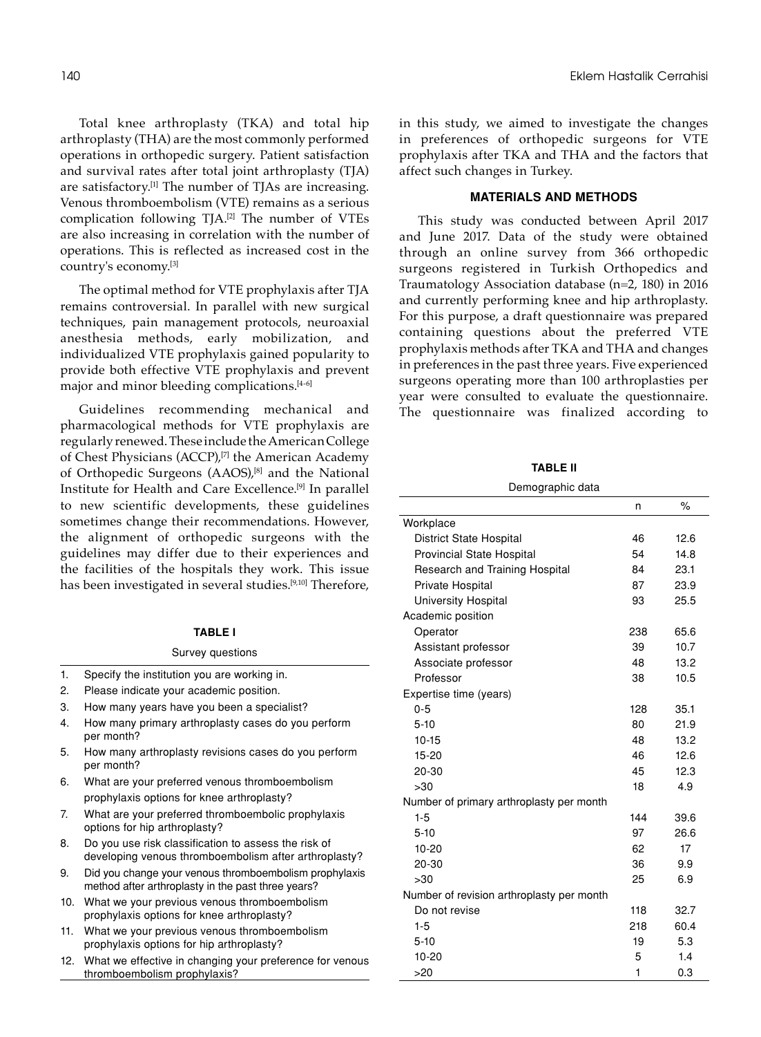Total knee arthroplasty (TKA) and total hip arthroplasty (THA) are the most commonly performed operations in orthopedic surgery. Patient satisfaction and survival rates after total joint arthroplasty (TJA) are satisfactory.[1] The number of TJAs are increasing. Venous thromboembolism (VTE) remains as a serious complication following TJA.[2] The number of VTEs are also increasing in correlation with the number of operations. This is reflected as increased cost in the country's economy.[3]

The optimal method for VTE prophylaxis after TJA remains controversial. In parallel with new surgical techniques, pain management protocols, neuroaxial anesthesia methods, early mobilization, and individualized VTE prophylaxis gained popularity to provide both effective VTE prophylaxis and prevent major and minor bleeding complications.[4-6]

Guidelines recommending mechanical and pharmacological methods for VTE prophylaxis are regularly renewed. These include the American College of Chest Physicians (ACCP),[7] the American Academy of Orthopedic Surgeons (AAOS),[8] and the National Institute for Health and Care Excellence.[9] In parallel to new scientific developments, these guidelines sometimes change their recommendations. However, the alignment of orthopedic surgeons with the guidelines may differ due to their experiences and the facilities of the hospitals they work. This issue has been investigated in several studies.[9,10] Therefore, in this study, we aimed to investigate the changes in preferences of orthopedic surgeons for VTE prophylaxis after TKA and THA and the factors that affect such changes in Turkey.

**TABLE I**

Survey questions

1. Specify the institution you are working in.
2. Please indicate your academic position.
3. How many years have you been a specialist?
4. How many primary arthroplasty cases do you perform per month?
5. How many arthroplasty revisions cases do you perform per month?
6. What are your preferred venous thromboembolism prophylaxis options for knee arthroplasty?
7. What are your preferred thromboembolic prophylaxis options for hip arthroplasty?
8. Do you use risk classification to assess the risk of developing venous thromboembolism after arthroplasty?
9. Did you change your venous thromboembolism prophylaxis method after arthroplasty in the past three years?
10. What we your previous venous thromboembolism prophylaxis options for knee arthroplasty?
11. What we your previous venous thromboembolism prophylaxis options for hip arthroplasty?
12. What we effective in changing your preference for venous thromboembolism prophylaxis?

## MATERIALS AND METHODS

This study was conducted between April 2017 and June 2017. Data of the study were obtained through an online survey from 366 orthopedic surgeons registered in Turkish Orthopedics and Traumatology Association database (n=2, 180) in 2016 and currently performing knee and hip arthroplasty. For this purpose, a draft questionnaire was prepared containing questions about the preferred VTE prophylaxis methods after TKA and THA and changes in preferences in the past three years. Five experienced surgeons operating more than 100 arthroplasties per year were consulted to evaluate the questionnaire. The questionnaire was finalized according to

**TABLE II**

Demographic data

| | n | % |
|---|---|---|
| Workplace | | |
| District State Hospital | 46 | 12.6 |
| Provincial State Hospital | 54 | 14.8 |
| Research and Training Hospital | 84 | 23.1 |
| Private Hospital | 87 | 23.9 |
| University Hospital | 93 | 25.5 |
| Academic position | | |
| Operator | 238 | 65.6 |
| Assistant professor | 39 | 10.7 |
| Associate professor | 48 | 13.2 |
| Professor | 38 | 10.5 |
| Expertise time (years) | | |
| 0-5 | 128 | 35.1 |
| 5-10 | 80 | 21.9 |
| 10-15 | 48 | 13.2 |
| 15-20 | 46 | 12.6 |
| 20-30 | 45 | 12.3 |
| >30 | 18 | 4.9 |
| Number of primary arthroplasty per month | | |
| 1-5 | 144 | 39.6 |
| 5-10 | 97 | 26.6 |
| 10-20 | 62 | 17 |
| 20-30 | 36 | 9.9 |
| >30 | 25 | 6.9 |
| Number of revision arthroplasty per month | | |
| Do not revise | 118 | 32.7 |
| 1-5 | 218 | 60.4 |
| 5-10 | 19 | 5.3 |
| 10-20 | 5 | 1.4 |
| >20 | 1 | 0.3 |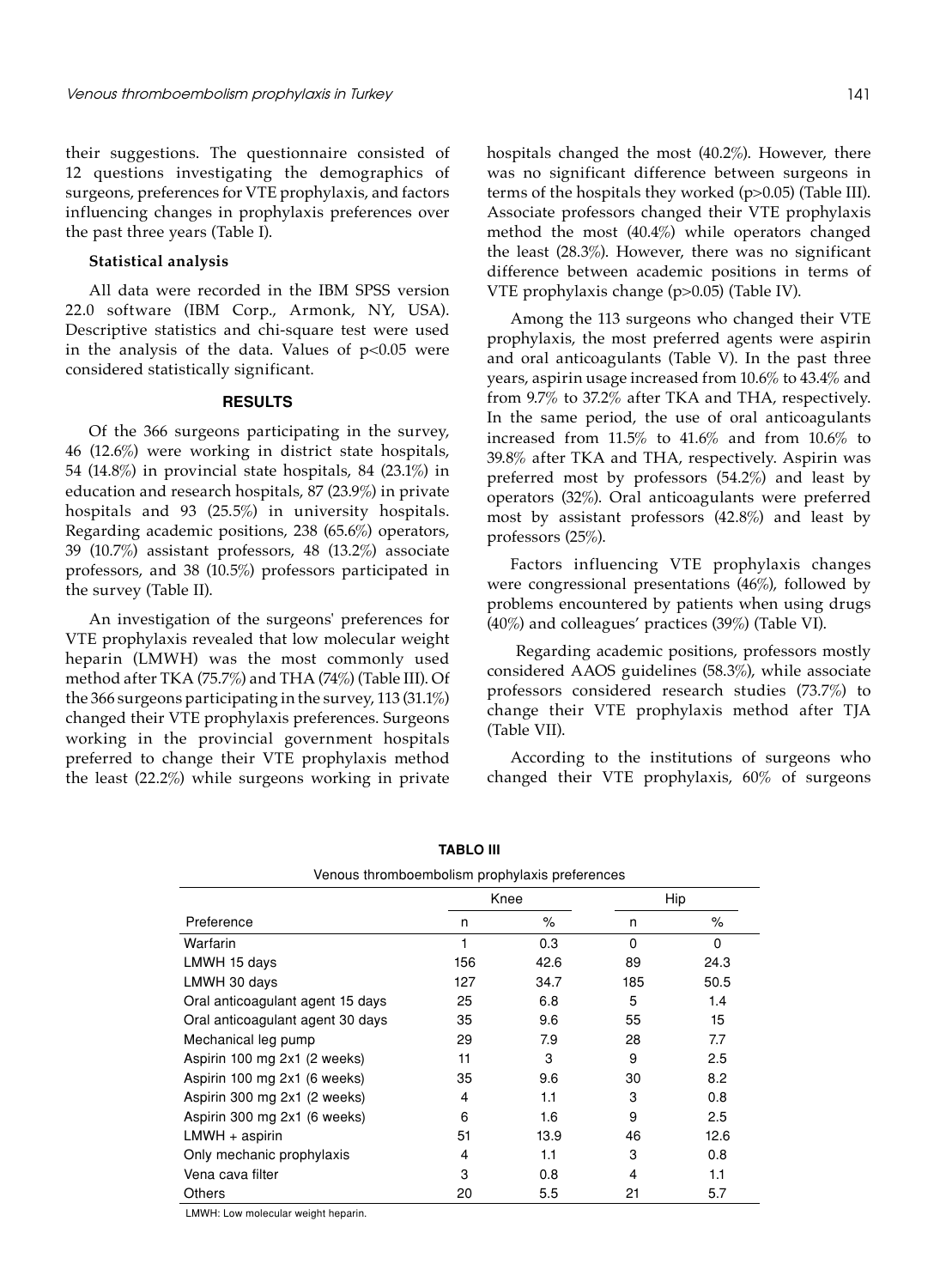their suggestions. The questionnaire consisted of 12 questions investigating the demographics of surgeons, preferences for VTE prophylaxis, and factors influencing changes in prophylaxis preferences over the past three years (Table I).

### Statistical analysis

All data were recorded in the IBM SPSS version 22.0 software (IBM Corp., Armonk, NY, USA). Descriptive statistics and chi-square test were used in the analysis of the data. Values of $p<0.05$ were considered statistically significant.

## RESULTS

Of the 366 surgeons participating in the survey, 46 (12.6%) were working in district state hospitals, 54 (14.8%) in provincial state hospitals, 84 (23.1%) in education and research hospitals, 87 (23.9%) in private hospitals and 93 (25.5%) in university hospitals. Regarding academic positions, 238 (65.6%) operators, 39 (10.7%) assistant professors, 48 (13.2%) associate professors, and 38 (10.5%) professors participated in the survey (Table II).

An investigation of the surgeons' preferences for VTE prophylaxis revealed that low molecular weight heparin (LMWH) was the most commonly used method after TKA (75.7%) and THA (74%) (Table III). Of the 366 surgeons participating in the survey, 113 (31.1%) changed their VTE prophylaxis preferences. Surgeons working in the provincial government hospitals preferred to change their VTE prophylaxis method the least (22.2%) while surgeons working in private hospitals changed the most (40.2%). However, there was no significant difference between surgeons in terms of the hospitals they worked ($p>0.05$) (Table III). Associate professors changed their VTE prophylaxis method the most (40.4%) while operators changed the least (28.3%). However, there was no significant difference between academic positions in terms of VTE prophylaxis change ($p>0.05$) (Table IV).

Among the 113 surgeons who changed their VTE prophylaxis, the most preferred agents were aspirin and oral anticoagulants (Table V). In the past three years, aspirin usage increased from 10.6% to 43.4% and from 9.7% to 37.2% after TKA and THA, respectively. In the same period, the use of oral anticoagulants increased from 11.5% to 41.6% and from 10.6% to 39.8% after TKA and THA, respectively. Aspirin was preferred most by professors (54.2%) and least by operators (32%). Oral anticoagulants were preferred most by assistant professors (42.8%) and least by professors (25%).

Factors influencing VTE prophylaxis changes were congressional presentations (46%), followed by problems encountered by patients when using drugs (40%) and colleagues' practices (39%) (Table VI).

Regarding academic positions, professors mostly considered AAOS guidelines (58.3%), while associate professors considered research studies (73.7%) to change their VTE prophylaxis method after TJA (Table VII).

According to the institutions of surgeons who changed their VTE prophylaxis, 60% of surgeons

**TABLO III**

Venous thromboembolism prophylaxis preferences

| | Knee | | Hip | |
|---|---|---|---|---|
| Preference | n | % | n | % |
| Warfarin | 1 | 0.3 | 0 | 0 |
| LMWH 15 days | 156 | 42.6 | 89 | 24.3 |
| LMWH 30 days | 127 | 34.7 | 185 | 50.5 |
| Oral anticoagulant agent 15 days | 25 | 6.8 | 5 | 1.4 |
| Oral anticoagulant agent 30 days | 35 | 9.6 | 55 | 15 |
| Mechanical leg pump | 29 | 7.9 | 28 | 7.7 |
| Aspirin 100 mg 2x1 (2 weeks) | 11 | 3 | 9 | 2.5 |
| Aspirin 100 mg 2x1 (6 weeks) | 35 | 9.6 | 30 | 8.2 |
| Aspirin 300 mg 2x1 (2 weeks) | 4 | 1.1 | 3 | 0.8 |
| Aspirin 300 mg 2x1 (6 weeks) | 6 | 1.6 | 9 | 2.5 |
| LMWH + aspirin | 51 | 13.9 | 46 | 12.6 |
| Only mechanic prophylaxis | 4 | 1.1 | 3 | 0.8 |
| Vena cava filter | 3 | 0.8 | 4 | 1.1 |
| Others | 20 | 5.5 | 21 | 5.7 |

LMWH: Low molecular weight heparin.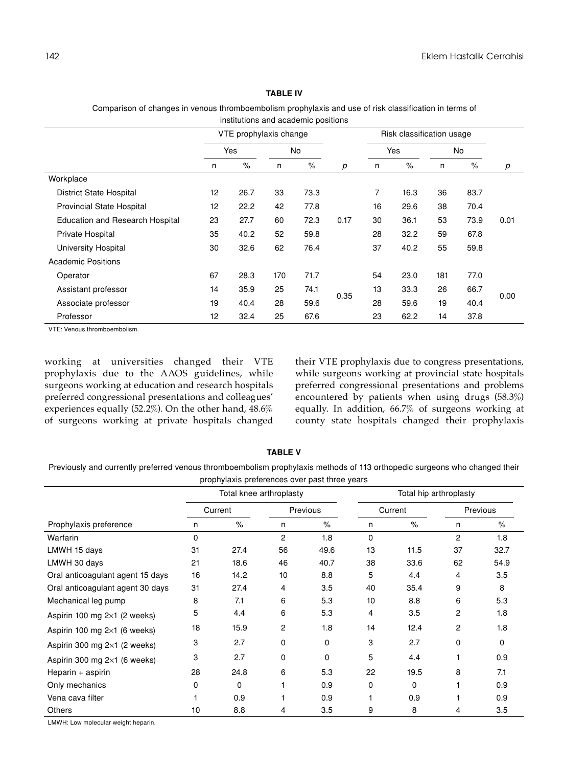**TABLE IV**

Comparison of changes in venous thromboembolism prophylaxis and use of risk classification in terms of institutions and academic positions

| | VTE prophylaxis change | | | | | Risk classification usage | | | | |
|---|---|---|---|---|---|---|---|---|---|---|
| | Yes | | No | | | Yes | | No | | |
| | n | % | n | % | *p* | n | % | n | % | *p* |
| Workplace | | | | | | | | | | |
| District State Hospital | 12 | 26.7 | 33 | 73.3 | | 7 | 16.3 | 36 | 83.7 | |
| Provincial State Hospital | 12 | 22.2 | 42 | 77.8 | | 16 | 29.6 | 38 | 70.4 | |
| Education and Research Hospital | 23 | 27.7 | 60 | 72.3 | 0.17 | 30 | 36.1 | 53 | 73.9 | 0.01 |
| Private Hospital | 35 | 40.2 | 52 | 59.8 | | 28 | 32.2 | 59 | 67.8 | |
| University Hospital | 30 | 32.6 | 62 | 76.4 | | 37 | 40.2 | 55 | 59.8 | |
| Academic Positions | | | | | | | | | | |
| Operator | 67 | 28.3 | 170 | 71.7 | | 54 | 23.0 | 181 | 77.0 | |
| Assistant professor | 14 | 35.9 | 25 | 74.1 | 0.35 | 13 | 33.3 | 26 | 66.7 | 0.00 |
| Associate professor | 19 | 40.4 | 28 | 59.6 | | 28 | 59.6 | 19 | 40.4 | |
| Professor | 12 | 32.4 | 25 | 67.6 | | 23 | 62.2 | 14 | 37.8 | |

VTE: Venous thromboembolism.

working at universities changed their VTE prophylaxis due to the AAOS guidelines, while surgeons working at education and research hospitals preferred congressional presentations and colleagues' experiences equally (52.2%). On the other hand, 48.6% of surgeons working at private hospitals changed their VTE prophylaxis due to congress presentations, while surgeons working at provincial state hospitals preferred congressional presentations and problems encountered by patients when using drugs (58.3%) equally. In addition, 66.7% of surgeons working at county state hospitals changed their prophylaxis

**TABLE V**

Previously and currently preferred venous thromboembolism prophylaxis methods of 113 orthopedic surgeons who changed their prophylaxis preferences over past three years

| | Total knee arthroplasty | | | | Total hip arthroplasty | | | |
|---|---|---|---|---|---|---|---|---|
| | Current | | Previous | | Current | | Previous | |
| Prophylaxis preference | n | % | n | % | n | % | n | % |
| Warfarin | 0 | | 2 | 1.8 | 0 | | 2 | 1.8 |
| LMWH 15 days | 31 | 27.4 | 56 | 49.6 | 13 | 11.5 | 37 | 32.7 |
| LMWH 30 days | 21 | 18.6 | 46 | 40.7 | 38 | 33.6 | 62 | 54.9 |
| Oral anticoagulant agent 15 days | 16 | 14.2 | 10 | 8.8 | 5 | 4.4 | 4 | 3.5 |
| Oral anticoagulant agent 30 days | 31 | 27.4 | 4 | 3.5 | 40 | 35.4 | 9 | 8 |
| Mechanical leg pump | 8 | 7.1 | 6 | 5.3 | 10 | 8.8 | 6 | 5.3 |
| Aspirin 100 mg 2×1 (2 weeks) | 5 | 4.4 | 6 | 5.3 | 4 | 3.5 | 2 | 1.8 |
| Aspirin 100 mg 2×1 (6 weeks) | 18 | 15.9 | 2 | 1.8 | 14 | 12.4 | 2 | 1.8 |
| Aspirin 300 mg 2×1 (2 weeks) | 3 | 2.7 | 0 | 0 | 3 | 2.7 | 0 | 0 |
| Aspirin 300 mg 2×1 (6 weeks) | 3 | 2.7 | 0 | 0 | 5 | 4.4 | 1 | 0.9 |
| Heparin + aspirin | 28 | 24.8 | 6 | 5.3 | 22 | 19.5 | 8 | 7.1 |
| Only mechanics | 0 | 0 | 1 | 0.9 | 0 | 0 | 1 | 0.9 |
| Vena cava filter | 1 | 0.9 | 1 | 0.9 | 1 | 0.9 | 1 | 0.9 |
| Others | 10 | 8.8 | 4 | 3.5 | 9 | 8 | 4 | 3.5 |

LMWH: Low molecular weight heparin.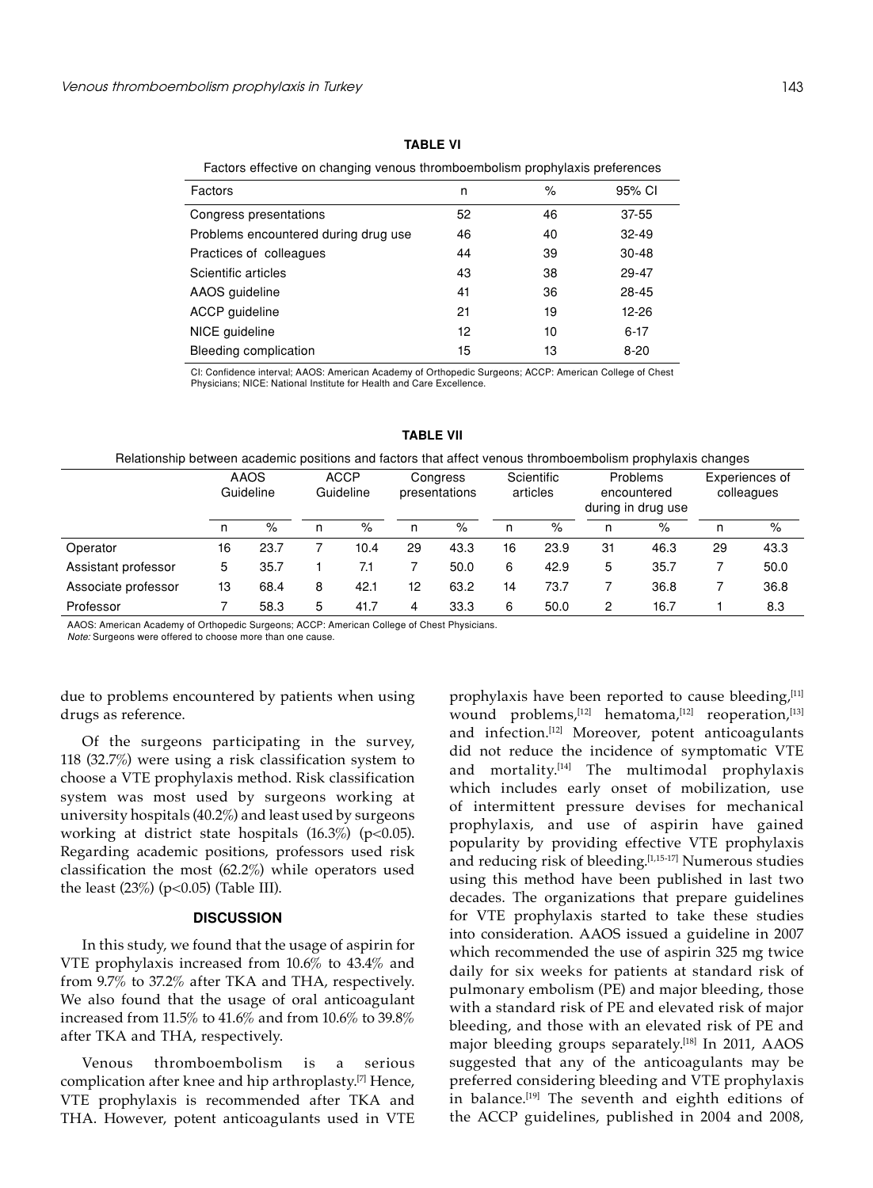**TABLE VI**

Factors effective on changing venous thromboembolism prophylaxis preferences

| Factors | n | % | 95% CI |
|---|---|---|---|
| Congress presentations | 52 | 46 | 37-55 |
| Problems encountered during drug use | 46 | 40 | 32-49 |
| Practices of colleagues | 44 | 39 | 30-48 |
| Scientific articles | 43 | 38 | 29-47 |
| AAOS guideline | 41 | 36 | 28-45 |
| ACCP guideline | 21 | 19 | 12-26 |
| NICE guideline | 12 | 10 | 6-17 |
| Bleeding complication | 15 | 13 | 8-20 |

CI: Confidence interval; AAOS: American Academy of Orthopedic Surgeons; ACCP: American College of Chest Physicians; NICE: National Institute for Health and Care Excellence.

**TABLE VII**

Relationship between academic positions and factors that affect venous thromboembolism prophylaxis changes

| | AAOS Guideline | | ACCP Guideline | | Congress presentations | | Scientific articles | | Problems encountered during in drug use | | Experiences of colleagues | |
|---|---|---|---|---|---|---|---|---|---|---|---|---|
| | n | % | n | % | n | % | n | % | n | % | n | % |
| Operator | 16 | 23.7 | 7 | 10.4 | 29 | 43.3 | 16 | 23.9 | 31 | 46.3 | 29 | 43.3 |
| Assistant professor | 5 | 35.7 | 1 | 7.1 | 7 | 50.0 | 6 | 42.9 | 5 | 35.7 | 7 | 50.0 |
| Associate professor | 13 | 68.4 | 8 | 42.1 | 12 | 63.2 | 14 | 73.7 | 7 | 36.8 | 7 | 36.8 |
| Professor | 7 | 58.3 | 5 | 41.7 | 4 | 33.3 | 6 | 50.0 | 2 | 16.7 | 1 | 8.3 |

AAOS: American Academy of Orthopedic Surgeons; ACCP: American College of Chest Physicians.
*Note:* Surgeons were offered to choose more than one cause.

due to problems encountered by patients when using drugs as reference.

Of the surgeons participating in the survey, 118 (32.7%) were using a risk classification system to choose a VTE prophylaxis method. Risk classification system was most used by surgeons working at university hospitals (40.2%) and least used by surgeons working at district state hospitals (16.3%) ($p<0.05$). Regarding academic positions, professors used risk classification the most (62.2%) while operators used the least (23%) ($p<0.05$) (Table III).

## DISCUSSION

In this study, we found that the usage of aspirin for VTE prophylaxis increased from 10.6% to 43.4% and from 9.7% to 37.2% after TKA and THA, respectively. We also found that the usage of oral anticoagulant increased from 11.5% to 41.6% and from 10.6% to 39.8% after TKA and THA, respectively.

Venous thromboembolism is a serious complication after knee and hip arthroplasty.[7] Hence, VTE prophylaxis is recommended after TKA and THA. However, potent anticoagulants used in VTE prophylaxis have been reported to cause bleeding,[11] wound problems,[12] hematoma,[12] reoperation,[13] and infection.[12] Moreover, potent anticoagulants did not reduce the incidence of symptomatic VTE and mortality.[14] The multimodal prophylaxis which includes early onset of mobilization, use of intermittent pressure devises for mechanical prophylaxis, and use of aspirin have gained popularity by providing effective VTE prophylaxis and reducing risk of bleeding.[1,15-17] Numerous studies using this method have been published in last two decades. The organizations that prepare guidelines for VTE prophylaxis started to take these studies into consideration. AAOS issued a guideline in 2007 which recommended the use of aspirin 325 mg twice daily for six weeks for patients at standard risk of pulmonary embolism (PE) and major bleeding, those with a standard risk of PE and elevated risk of major bleeding, and those with an elevated risk of PE and major bleeding groups separately.[18] In 2011, AAOS suggested that any of the anticoagulants may be preferred considering bleeding and VTE prophylaxis in balance.[19] The seventh and eighth editions of the ACCP guidelines, published in 2004 and 2008,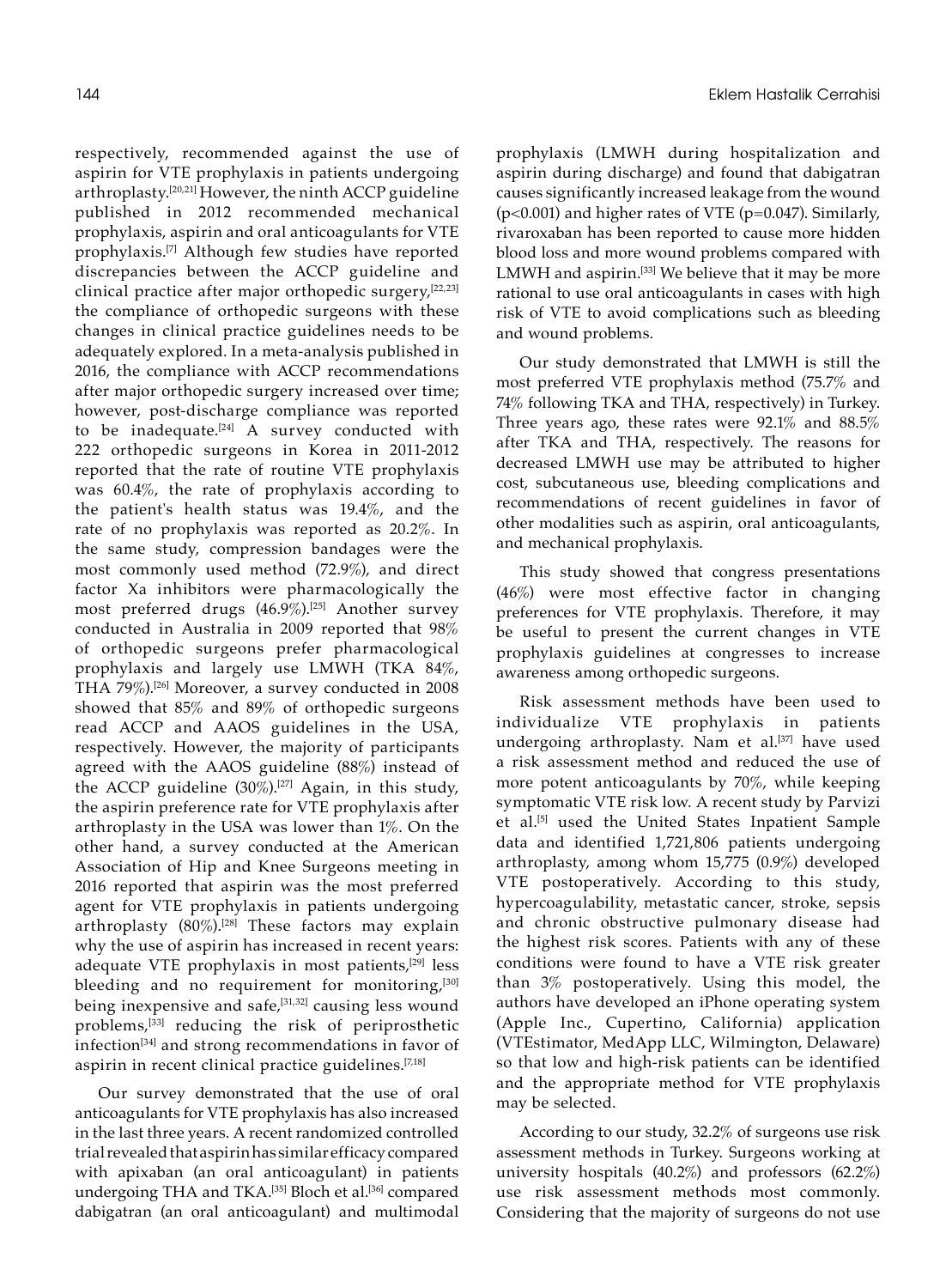respectively, recommended against the use of aspirin for VTE prophylaxis in patients undergoing arthroplasty.[20,21] However, the ninth ACCP guideline published in 2012 recommended mechanical prophylaxis, aspirin and oral anticoagulants for VTE prophylaxis.[7] Although few studies have reported discrepancies between the ACCP guideline and clinical practice after major orthopedic surgery,[22,23] the compliance of orthopedic surgeons with these changes in clinical practice guidelines needs to be adequately explored. In a meta-analysis published in 2016, the compliance with ACCP recommendations after major orthopedic surgery increased over time; however, post-discharge compliance was reported to be inadequate.[24] A survey conducted with 222 orthopedic surgeons in Korea in 2011-2012 reported that the rate of routine VTE prophylaxis was 60.4%, the rate of prophylaxis according to the patient's health status was 19.4%, and the rate of no prophylaxis was reported as 20.2%. In the same study, compression bandages were the most commonly used method (72.9%), and direct factor Xa inhibitors were pharmacologically the most preferred drugs (46.9%).[25] Another survey conducted in Australia in 2009 reported that 98% of orthopedic surgeons prefer pharmacological prophylaxis and largely use LMWH (TKA 84%, THA 79%).[26] Moreover, a survey conducted in 2008 showed that 85% and 89% of orthopedic surgeons read ACCP and AAOS guidelines in the USA, respectively. However, the majority of participants agreed with the AAOS guideline (88%) instead of the ACCP guideline (30%).[27] Again, in this study, the aspirin preference rate for VTE prophylaxis after arthroplasty in the USA was lower than 1%. On the other hand, a survey conducted at the American Association of Hip and Knee Surgeons meeting in 2016 reported that aspirin was the most preferred agent for VTE prophylaxis in patients undergoing arthroplasty (80%).[28] These factors may explain why the use of aspirin has increased in recent years: adequate VTE prophylaxis in most patients,[29] less bleeding and no requirement for monitoring,[30] being inexpensive and safe,[31,32] causing less wound problems,[33] reducing the risk of periprosthetic infection[34] and strong recommendations in favor of aspirin in recent clinical practice guidelines.[7,18]

Our survey demonstrated that the use of oral anticoagulants for VTE prophylaxis has also increased in the last three years. A recent randomized controlled trial revealed that aspirin has similar efficacy compared with apixaban (an oral anticoagulant) in patients undergoing THA and TKA.[35] Bloch et al.[36] compared dabigatran (an oral anticoagulant) and multimodal prophylaxis (LMWH during hospitalization and aspirin during discharge) and found that dabigatran causes significantly increased leakage from the wound ($p<0.001$) and higher rates of VTE ($p=0.047$). Similarly, rivaroxaban has been reported to cause more hidden blood loss and more wound problems compared with LMWH and aspirin.[33] We believe that it may be more rational to use oral anticoagulants in cases with high risk of VTE to avoid complications such as bleeding and wound problems.

Our study demonstrated that LMWH is still the most preferred VTE prophylaxis method (75.7% and 74% following TKA and THA, respectively) in Turkey. Three years ago, these rates were 92.1% and 88.5% after TKA and THA, respectively. The reasons for decreased LMWH use may be attributed to higher cost, subcutaneous use, bleeding complications and recommendations of recent guidelines in favor of other modalities such as aspirin, oral anticoagulants, and mechanical prophylaxis.

This study showed that congress presentations (46%) were most effective factor in changing preferences for VTE prophylaxis. Therefore, it may be useful to present the current changes in VTE prophylaxis guidelines at congresses to increase awareness among orthopedic surgeons.

Risk assessment methods have been used to individualize VTE prophylaxis in patients undergoing arthroplasty. Nam et al.[37] have used a risk assessment method and reduced the use of more potent anticoagulants by 70%, while keeping symptomatic VTE risk low. A recent study by Parvizi et al.[5] used the United States Inpatient Sample data and identified 1,721,806 patients undergoing arthroplasty, among whom 15,775 (0.9%) developed VTE postoperatively. According to this study, hypercoagulability, metastatic cancer, stroke, sepsis and chronic obstructive pulmonary disease had the highest risk scores. Patients with any of these conditions were found to have a VTE risk greater than 3% postoperatively. Using this model, the authors have developed an iPhone operating system (Apple Inc., Cupertino, California) application (VTEstimator, MedApp LLC, Wilmington, Delaware) so that low and high-risk patients can be identified and the appropriate method for VTE prophylaxis may be selected.

According to our study, 32.2% of surgeons use risk assessment methods in Turkey. Surgeons working at university hospitals (40.2%) and professors (62.2%) use risk assessment methods most commonly. Considering that the majority of surgeons do not use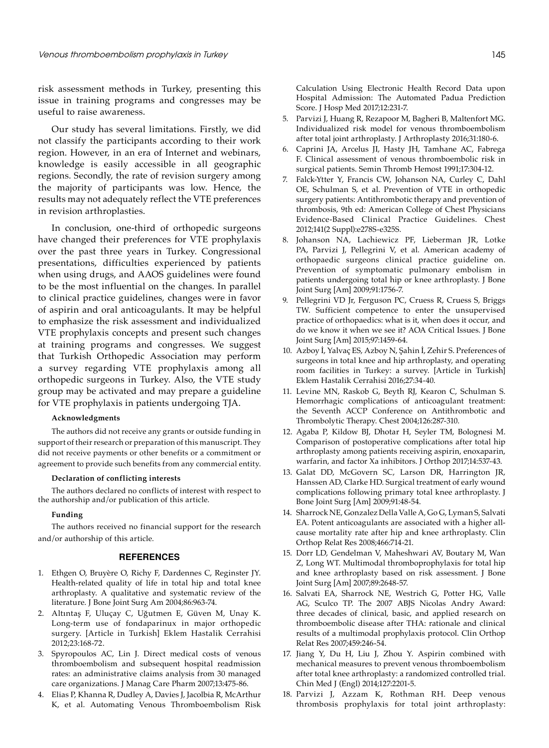risk assessment methods in Turkey, presenting this issue in training programs and congresses may be useful to raise awareness.

Our study has several limitations. Firstly, we did not classify the participants according to their work region. However, in an era of Internet and webinars, knowledge is easily accessible in all geographic regions. Secondly, the rate of revision surgery among the majority of participants was low. Hence, the results may not adequately reflect the VTE preferences in revision arthroplasties.

In conclusion, one-third of orthopedic surgeons have changed their preferences for VTE prophylaxis over the past three years in Turkey. Congressional presentations, difficulties experienced by patients when using drugs, and AAOS guidelines were found to be the most influential on the changes. In parallel to clinical practice guidelines, changes were in favor of aspirin and oral anticoagulants. It may be helpful to emphasize the risk assessment and individualized VTE prophylaxis concepts and present such changes at training programs and congresses. We suggest that Turkish Orthopedic Association may perform a survey regarding VTE prophylaxis among all orthopedic surgeons in Turkey. Also, the VTE study group may be activated and may prepare a guideline for VTE prophylaxis in patients undergoing TJA.

#### Acknowledgments

The authors did not receive any grants or outside funding in support of their research or preparation of this manuscript. They did not receive payments or other benefits or a commitment or agreement to provide such benefits from any commercial entity.

#### Declaration of conflicting interests

The authors declared no conflicts of interest with respect to the authorship and/or publication of this article.

#### Funding

The authors received no financial support for the research and/or authorship of this article.

## REFERENCES

1. Ethgen O, Bruyère O, Richy F, Dardennes C, Reginster JY. Health-related quality of life in total hip and total knee arthroplasty. A qualitative and systematic review of the literature. J Bone Joint Surg Am 2004;86:963-74.
2. Altıntaş F, Uluçay C, Uğutmen E, Güven M, Unay K. Long-term use of fondaparinux in major orthopedic surgery. [Article in Turkish] Eklem Hastalik Cerrahisi 2012;23:168-72.
3. Spyropoulos AC, Lin J. Direct medical costs of venous thromboembolism and subsequent hospital readmission rates: an administrative claims analysis from 30 managed care organizations. J Manag Care Pharm 2007;13:475-86.
4. Elias P, Khanna R, Dudley A, Davies J, Jacolbia R, McArthur K, et al. Automating Venous Thromboembolism Risk Calculation Using Electronic Health Record Data upon Hospital Admission: The Automated Padua Prediction Score. J Hosp Med 2017;12:231-7.
5. Parvizi J, Huang R, Rezapoor M, Bagheri B, Maltenfort MG. Individualized risk model for venous thromboembolism after total joint arthroplasty. J Arthroplasty 2016;31:180-6.
6. Caprini JA, Arcelus JI, Hasty JH, Tamhane AC, Fabrega F. Clinical assessment of venous thromboembolic risk in surgical patients. Semin Thromb Hemost 1991;17:304-12.
7. Falck-Ytter Y, Francis CW, Johanson NA, Curley C, Dahl OE, Schulman S, et al. Prevention of VTE in orthopedic surgery patients: Antithrombotic therapy and prevention of thrombosis, 9th ed: American College of Chest Physicians Evidence-Based Clinical Practice Guidelines. Chest 2012;141(2 Suppl):e278S-e325S.
8. Johanson NA, Lachiewicz PF, Lieberman JR, Lotke PA, Parvizi J, Pellegrini V, et al. American academy of orthopaedic surgeons clinical practice guideline on. Prevention of symptomatic pulmonary embolism in patients undergoing total hip or knee arthroplasty. J Bone Joint Surg [Am] 2009;91:1756-7.
9. Pellegrini VD Jr, Ferguson PC, Cruess R, Cruess S, Briggs TW. Sufficient competence to enter the unsupervised practice of orthopaedics: what is it, when does it occur, and do we know it when we see it? AOA Critical Issues. J Bone Joint Surg [Am] 2015;97:1459-64.
10. Azboy İ, Yalvaç ES, Azboy N, Şahin İ, Zehir S. Preferences of surgeons in total knee and hip arthroplasty, and operating room facilities in Turkey: a survey. [Article in Turkish] Eklem Hastalik Cerrahisi 2016;27:34-40.
11. Levine MN, Raskob G, Beyth RJ, Kearon C, Schulman S. Hemorrhagic complications of anticoagulant treatment: the Seventh ACCP Conference on Antithrombotic and Thrombolytic Therapy. Chest 2004;126:287-310.
12. Agaba P, Kildow BJ, Dhotar H, Seyler TM, Bolognesi M. Comparison of postoperative complications after total hip arthroplasty among patients receiving aspirin, enoxaparin, warfarin, and factor Xa inhibitors. J Orthop 2017;14:537-43.
13. Galat DD, McGovern SC, Larson DR, Harrington JR, Hanssen AD, Clarke HD. Surgical treatment of early wound complications following primary total knee arthroplasty. J Bone Joint Surg [Am] 2009;91:48-54.
14. Sharrock NE, Gonzalez Della Valle A, Go G, Lyman S, Salvati EA. Potent anticoagulants are associated with a higher all-cause mortality rate after hip and knee arthroplasty. Clin Orthop Relat Res 2008;466:714-21.
15. Dorr LD, Gendelman V, Maheshwari AV, Boutary M, Wan Z, Long WT. Multimodal thromboprophylaxis for total hip and knee arthroplasty based on risk assessment. J Bone Joint Surg [Am] 2007;89:2648-57.
16. Salvati EA, Sharrock NE, Westrich G, Potter HG, Valle AG, Sculco TP. The 2007 ABJS Nicolas Andry Award: three decades of clinical, basic, and applied research on thromboembolic disease after THA: rationale and clinical results of a multimodal prophylaxis protocol. Clin Orthop Relat Res 2007;459:246-54.
17. Jiang Y, Du H, Liu J, Zhou Y. Aspirin combined with mechanical measures to prevent venous thromboembolism after total knee arthroplasty: a randomized controlled trial. Chin Med J (Engl) 2014;127:2201-5.
18. Parvizi J, Azzam K, Rothman RH. Deep venous thrombosis prophylaxis for total joint arthroplasty: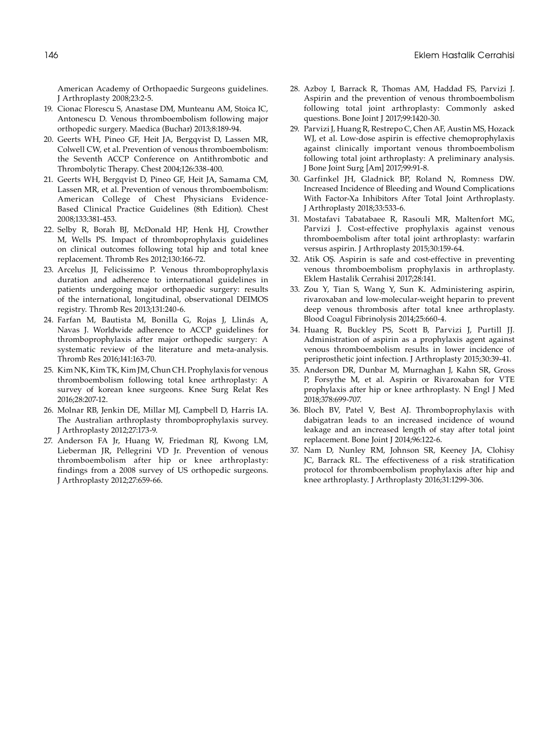American Academy of Orthopaedic Surgeons guidelines. J Arthroplasty 2008;23:2-5.

19. Cionac Florescu S, Anastase DM, Munteanu AM, Stoica IC, Antonescu D. Venous thromboembolism following major orthopedic surgery. Maedica (Buchar) 2013;8:189-94.
20. Geerts WH, Pineo GF, Heit JA, Bergqvist D, Lassen MR, Colwell CW, et al. Prevention of venous thromboembolism: the Seventh ACCP Conference on Antithrombotic and Thrombolytic Therapy. Chest 2004;126:338-400.
21. Geerts WH, Bergqvist D, Pineo GF, Heit JA, Samama CM, Lassen MR, et al. Prevention of venous thromboembolism: American College of Chest Physicians Evidence-Based Clinical Practice Guidelines (8th Edition). Chest 2008;133:381-453.
22. Selby R, Borah BJ, McDonald HP, Henk HJ, Crowther M, Wells PS. Impact of thromboprophylaxis guidelines on clinical outcomes following total hip and total knee replacement. Thromb Res 2012;130:166-72.
23. Arcelus JI, Felicissimo P. Venous thromboprophylaxis duration and adherence to international guidelines in patients undergoing major orthopaedic surgery: results of the international, longitudinal, observational DEIMOS registry. Thromb Res 2013;131:240-6.
24. Farfan M, Bautista M, Bonilla G, Rojas J, Llinás A, Navas J. Worldwide adherence to ACCP guidelines for thromboprophylaxis after major orthopedic surgery: A systematic review of the literature and meta-analysis. Thromb Res 2016;141:163-70.
25. Kim NK, Kim TK, Kim JM, Chun CH. Prophylaxis for venous thromboembolism following total knee arthroplasty: A survey of korean knee surgeons. Knee Surg Relat Res 2016;28:207-12.
26. Molnar RB, Jenkin DE, Millar MJ, Campbell D, Harris IA. The Australian arthroplasty thromboprophylaxis survey. J Arthroplasty 2012;27:173-9.
27. Anderson FA Jr, Huang W, Friedman RJ, Kwong LM, Lieberman JR, Pellegrini VD Jr. Prevention of venous thromboembolism after hip or knee arthroplasty: findings from a 2008 survey of US orthopedic surgeons. J Arthroplasty 2012;27:659-66.
28. Azboy I, Barrack R, Thomas AM, Haddad FS, Parvizi J. Aspirin and the prevention of venous thromboembolism following total joint arthroplasty: Commonly asked questions. Bone Joint J 2017;99:1420-30.
29. Parvizi J, Huang R, Restrepo C, Chen AF, Austin MS, Hozack WJ, et al. Low-dose aspirin is effective chemoprophylaxis against clinically important venous thromboembolism following total joint arthroplasty: A preliminary analysis. J Bone Joint Surg [Am] 2017;99:91-8.
30. Garfinkel JH, Gladnick BP, Roland N, Romness DW. Increased Incidence of Bleeding and Wound Complications With Factor-Xa Inhibitors After Total Joint Arthroplasty. J Arthroplasty 2018;33:533-6.
31. Mostafavi Tabatabaee R, Rasouli MR, Maltenfort MG, Parvizi J. Cost-effective prophylaxis against venous thromboembolism after total joint arthroplasty: warfarin versus aspirin. J Arthroplasty 2015;30:159-64.
32. Atik OŞ. Aspirin is safe and cost-effective in preventing venous thromboembolism prophylaxis in arthroplasty. Eklem Hastalik Cerrahisi 2017;28:141.
33. Zou Y, Tian S, Wang Y, Sun K. Administering aspirin, rivaroxaban and low-molecular-weight heparin to prevent deep venous thrombosis after total knee arthroplasty. Blood Coagul Fibrinolysis 2014;25:660-4.
34. Huang R, Buckley PS, Scott B, Parvizi J, Purtill JJ. Administration of aspirin as a prophylaxis agent against venous thromboembolism results in lower incidence of periprosthetic joint infection. J Arthroplasty 2015;30:39-41.
35. Anderson DR, Dunbar M, Murnaghan J, Kahn SR, Gross P, Forsythe M, et al. Aspirin or Rivaroxaban for VTE prophylaxis after hip or knee arthroplasty. N Engl J Med 2018;378:699-707.
36. Bloch BV, Patel V, Best AJ. Thromboprophylaxis with dabigatran leads to an increased incidence of wound leakage and an increased length of stay after total joint replacement. Bone Joint J 2014;96:122-6.
37. Nam D, Nunley RM, Johnson SR, Keeney JA, Clohisy JC, Barrack RL. The effectiveness of a risk stratification protocol for thromboembolism prophylaxis after hip and knee arthroplasty. J Arthroplasty 2016;31:1299-306.